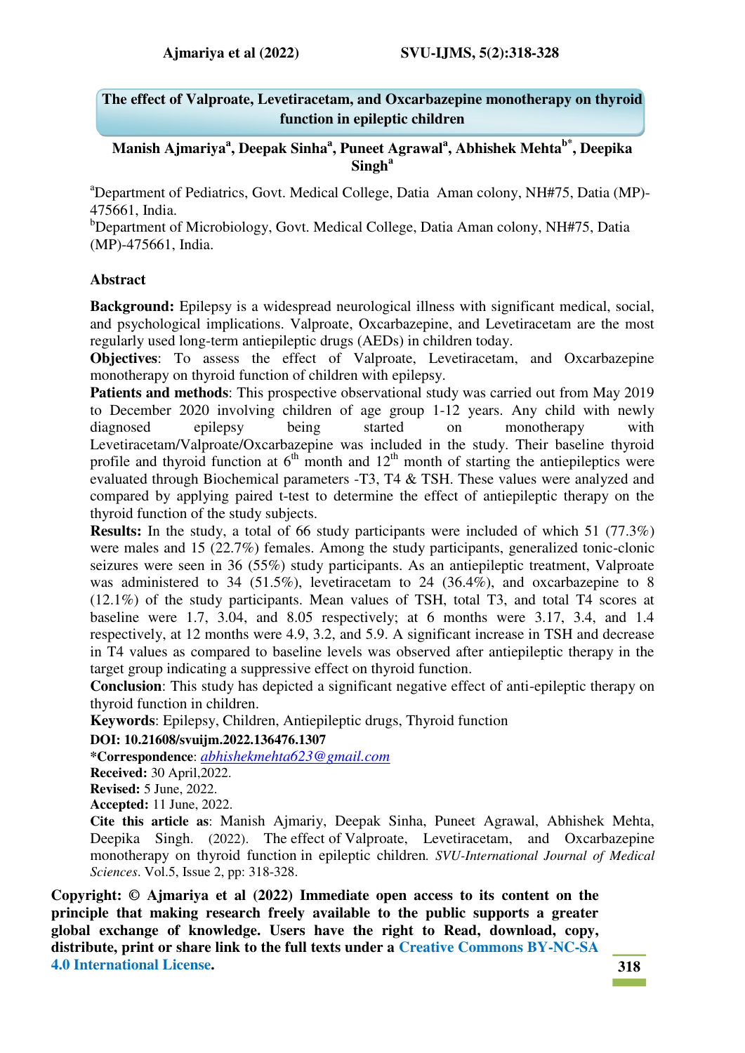# The effect of Valproate, Levetiracetam, and Oxcarbazepine monotherapy on thyroid function in epileptic children

**Manish Ajmariya[a], Deepak Sinha[a], Puneet Agrawal[a], Abhishek Mehta[b*], Deepika Singh[a]**

[a]Department of Pediatrics, Govt. Medical College, Datia Aman colony, NH#75, Datia (MP)-475661, India.

[b]Department of Microbiology, Govt. Medical College, Datia Aman colony, NH#75, Datia (MP)-475661, India.

## Abstract

**Background:** Epilepsy is a widespread neurological illness with significant medical, social, and psychological implications. Valproate, Oxcarbazepine, and Levetiracetam are the most regularly used long-term antiepileptic drugs (AEDs) in children today.

**Objectives**: To assess the effect of Valproate, Levetiracetam, and Oxcarbazepine monotherapy on thyroid function of children with epilepsy.

**Patients and methods**: This prospective observational study was carried out from May 2019 to December 2020 involving children of age group 1-12 years. Any child with newly diagnosed epilepsy being started on monotherapy with Levetiracetam/Valproate/Oxcarbazepine was included in the study. Their baseline thyroid profile and thyroid function at 6$^{th}$ month and 12$^{th}$ month of starting the antiepileptics were evaluated through Biochemical parameters -T3, T4 & TSH. These values were analyzed and compared by applying paired t-test to determine the effect of antiepileptic therapy on the thyroid function of the study subjects.

**Results:** In the study, a total of 66 study participants were included of which 51 (77.3%) were males and 15 (22.7%) females. Among the study participants, generalized tonic-clonic seizures were seen in 36 (55%) study participants. As an antiepileptic treatment, Valproate was administered to 34 (51.5%), levetiracetam to 24 (36.4%), and oxcarbazepine to 8 (12.1%) of the study participants. Mean values of TSH, total T3, and total T4 scores at baseline were 1.7, 3.04, and 8.05 respectively; at 6 months were 3.17, 3.4, and 1.4 respectively, at 12 months were 4.9, 3.2, and 5.9. A significant increase in TSH and decrease in T4 values as compared to baseline levels was observed after antiepileptic therapy in the target group indicating a suppressive effect on thyroid function.

**Conclusion**: This study has depicted a significant negative effect of anti-epileptic therapy on thyroid function in children.

**Keywords**: Epilepsy, Children, Antiepileptic drugs, Thyroid function

**DOI: 10.21608/svuijm.2022.136476.1307**

**\*Correspondence**: *abhishekmehta623@gmail.com*

**Received:** 30 April,2022.

**Revised:** 5 June, 2022.

**Accepted:** 11 June, 2022.

**Cite this article as**: Manish Ajmariy, Deepak Sinha, Puneet Agrawal, Abhishek Mehta, Deepika Singh. (2022). The effect of Valproate, Levetiracetam, and Oxcarbazepine monotherapy on thyroid function in epileptic children. *SVU-International Journal of Medical Sciences*. Vol.5, Issue 2, pp: 318-328.

**Copyright: © Ajmariya et al (2022) Immediate open access to its content on the principle that making research freely available to the public supports a greater global exchange of knowledge. Users have the right to Read, download, copy, distribute, print or share link to the full texts under a Creative Commons BY-NC-SA 4.0 International License.**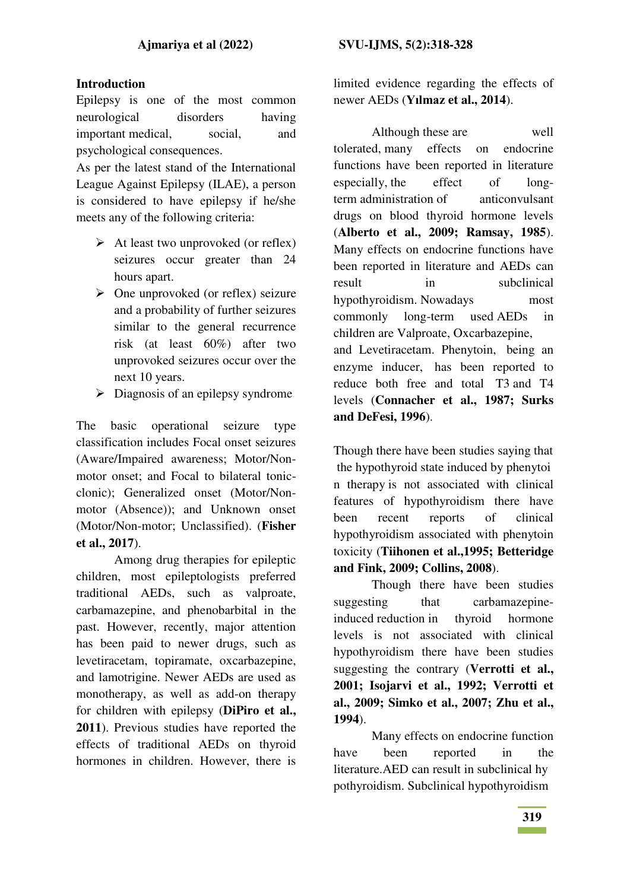## Introduction

Epilepsy is one of the most common neurological disorders having important medical, social, and psychological consequences.

As per the latest stand of the International League Against Epilepsy (ILAE), a person is considered to have epilepsy if he/she meets any of the following criteria:

- At least two unprovoked (or reflex) seizures occur greater than 24 hours apart.
- One unprovoked (or reflex) seizure and a probability of further seizures similar to the general recurrence risk (at least 60%) after two unprovoked seizures occur over the next 10 years.
- Diagnosis of an epilepsy syndrome

The basic operational seizure type classification includes Focal onset seizures (Aware/Impaired awareness; Motor/Non-motor onset; and Focal to bilateral tonic-clonic); Generalized onset (Motor/Non-motor (Absence)); and Unknown onset (Motor/Non-motor; Unclassified). (**Fisher et al., 2017**).

Among drug therapies for epileptic children, most epileptologists preferred traditional AEDs, such as valproate, carbamazepine, and phenobarbital in the past. However, recently, major attention has been paid to newer drugs, such as levetiracetam, topiramate, oxcarbazepine, and lamotrigine. Newer AEDs are used as monotherapy, as well as add-on therapy for children with epilepsy (**DiPiro et al., 2011**). Previous studies have reported the effects of traditional AEDs on thyroid hormones in children. However, there is limited evidence regarding the effects of newer AEDs (**Yılmaz et al., 2014**).

Although these are well tolerated, many effects on endocrine functions have been reported in literature especially, the effect of long-term administration of anticonvulsant drugs on blood thyroid hormone levels (**Alberto et al., 2009; Ramsay, 1985**). Many effects on endocrine functions have been reported in literature and AEDs can result in subclinical hypothyroidism. Nowadays most commonly long-term used AEDs in children are Valproate, Oxcarbazepine, and Levetiracetam. Phenytoin, being an enzyme inducer, has been reported to reduce both free and total T3 and T4 levels (**Connacher et al., 1987; Surks and DeFesi, 1996**).

Though there have been studies saying that the hypothyroid state induced by phenytoin therapy is not associated with clinical features of hypothyroidism there have been recent reports of clinical hypothyroidism associated with phenytoin toxicity (**Tiihonen et al.,1995; Betteridge and Fink, 2009; Collins, 2008**).

Though there been studies suggesting that carbamazepine-induced reduction in thyroid hormone levels is not associated with clinical hypothyroidism there have been studies suggesting the contrary (**Verrotti et al., 2001; Isojarvi et al., 1992; Verrotti et al., 2009; Simko et al., 2007; Zhu et al., 1994**).

Many effects on endocrine function have been reported in the literature.AED can result in subclinical hypothyroidism. Subclinical hypothyroidism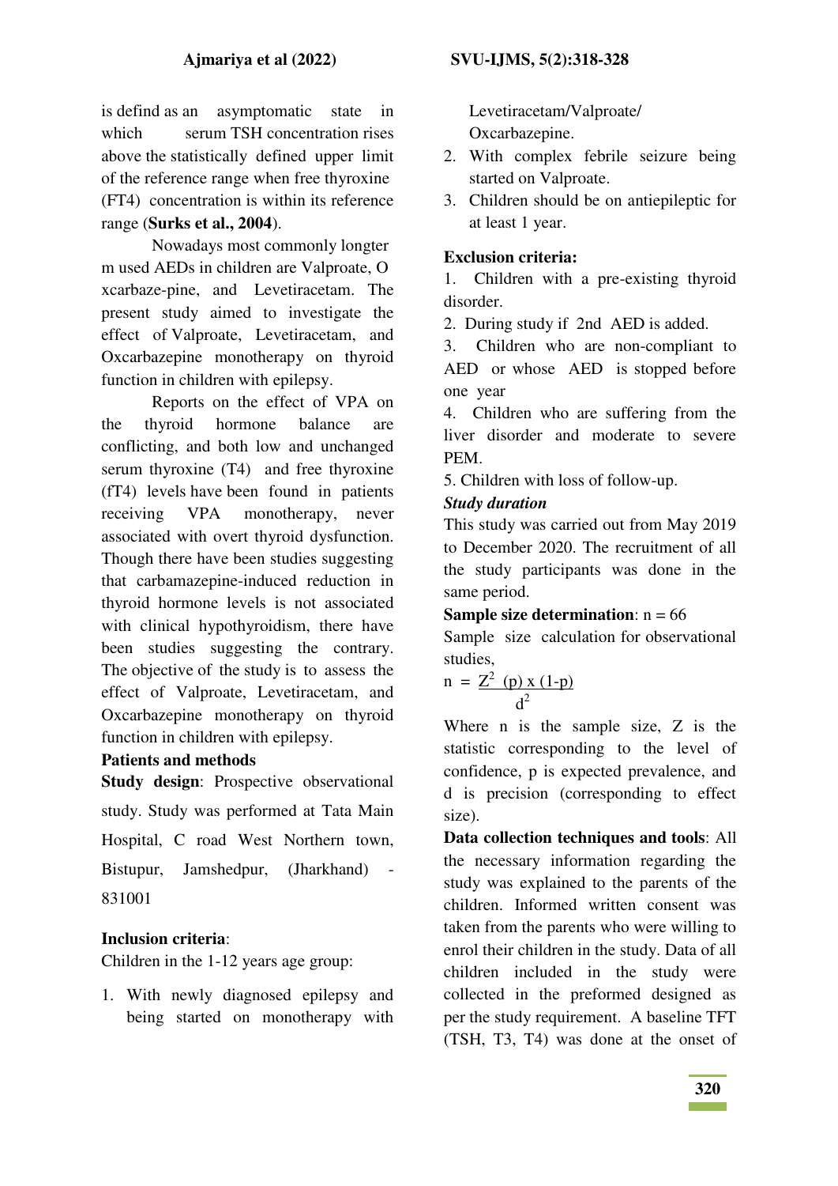is defind as an asymptomatic state in which serum TSH concentration rises above the statistically defined upper limit of the reference range when free thyroxine (FT4) concentration is within its reference range (**Surks et al., 2004**).

Nowadays most commonly longter m used AEDs in children are Valproate, O xcarbaze-pine, and Levetiracetam. The present study aimed to investigate the effect of Valproate, Levetiracetam, and Oxcarbazepine monotherapy on thyroid function in children with epilepsy.

Reports on the effect of VPA on the thyroid hormone balance are conflicting, and both low and unchanged serum thyroxine (T4) and free thyroxine (fT4) levels have been found in patients receiving VPA monotherapy, never associated with overt thyroid dysfunction. Though there have been studies suggesting that carbamazepine-induced reduction in thyroid hormone levels is not associated with clinical hypothyroidism, there have been studies suggesting the contrary. The objective of the study is to assess the effect of Valproate, Levetiracetam, and Oxcarbazepine monotherapy on thyroid function in children with epilepsy.

## Patients and methods

**Study design**: Prospective observational study. Study was performed at Tata Main Hospital, C road West Northern town, Bistupur, Jamshedpur, (Jharkhand) - 831001

**Inclusion criteria**:

Children in the 1-12 years age group:

1. With newly diagnosed epilepsy and being started on monotherapy with Levetiracetam/Valproate/ Oxcarbazepine.
2. With complex febrile seizure being started on Valproate.
3. Children should be on antiepileptic for at least 1 year.

**Exclusion criteria:**

1. Children with a pre-existing thyroid disorder.
2. During study if 2nd AED is added.
3. Children who are non-compliant to AED or whose AED is stopped before one year
4. Children who are suffering from the liver disorder and moderate to severe PEM.
5. Children with loss of follow-up.

***Study duration***

This study was carried out from May 2019 to December 2020. The recruitment of all the study participants was done in the same period.

**Sample size determination**: n = 66

Sample size calculation for observational studies,

$$n = \frac{Z^2 \, (p) \times (1-p)}{d^2}$$

Where n is the sample size, Z is the statistic corresponding to the level of confidence, p is expected prevalence, and d is precision (corresponding to effect size).

**Data collection techniques and tools**: All the necessary information regarding the study was explained to the parents of the children. Informed written consent was taken from the parents who were willing to enrol their children in the study. Data of all children included in the study were collected in the preformed designed as per the study requirement. A baseline TFT (TSH, T3, T4) was done at the onset of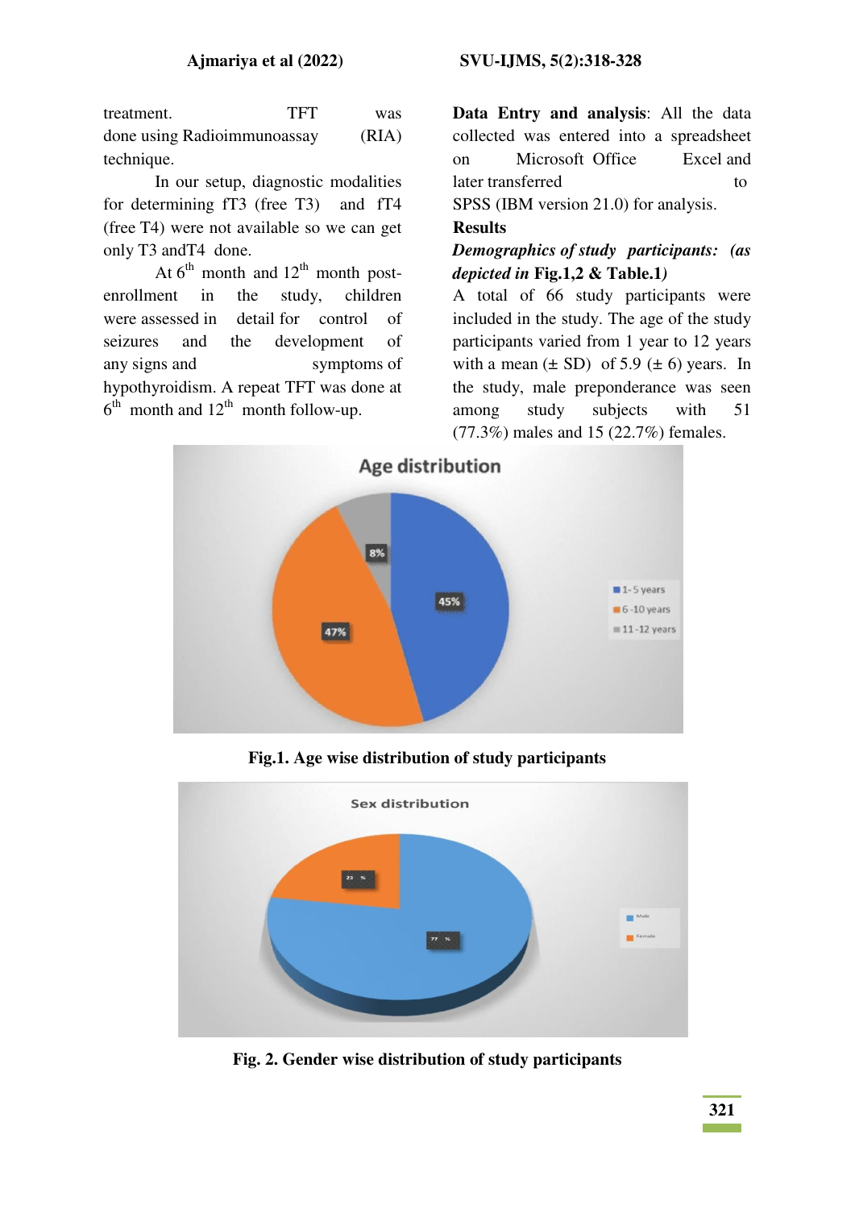treatment. TFT was done using Radioimmunoassay (RIA) technique.

In our setup, diagnostic modalities for determining fT3 (free T3) and fT4 (free T4) were not available so we can get only T3 andT4 done.

At 6th month and 12th month post-enrollment in the study, children were assessed in detail for control of seizures and the development of any signs and symptoms of hypothyroidism. A repeat TFT was done at 6th month and 12th month follow-up.

**Data Entry and analysis**: All the data collected was entered into a spreadsheet on Microsoft Office Excel and later transferred to SPSS (IBM version 21.0) for analysis.

**Results**

***Demographics of study participants: (as depicted in* Fig.1,2 & Table.1*)***

A total of 66 study participants were included in the study. The age of the study participants varied from 1 year to 12 years with a mean (± SD) of 5.9 (± 6) years. In the study, male preponderance was seen among study subjects with 51 (77.3%) males and 15 (22.7%) females.

**Fig.1. Age wise distribution of study participants**

**Fig. 2. Gender wise distribution of study participants**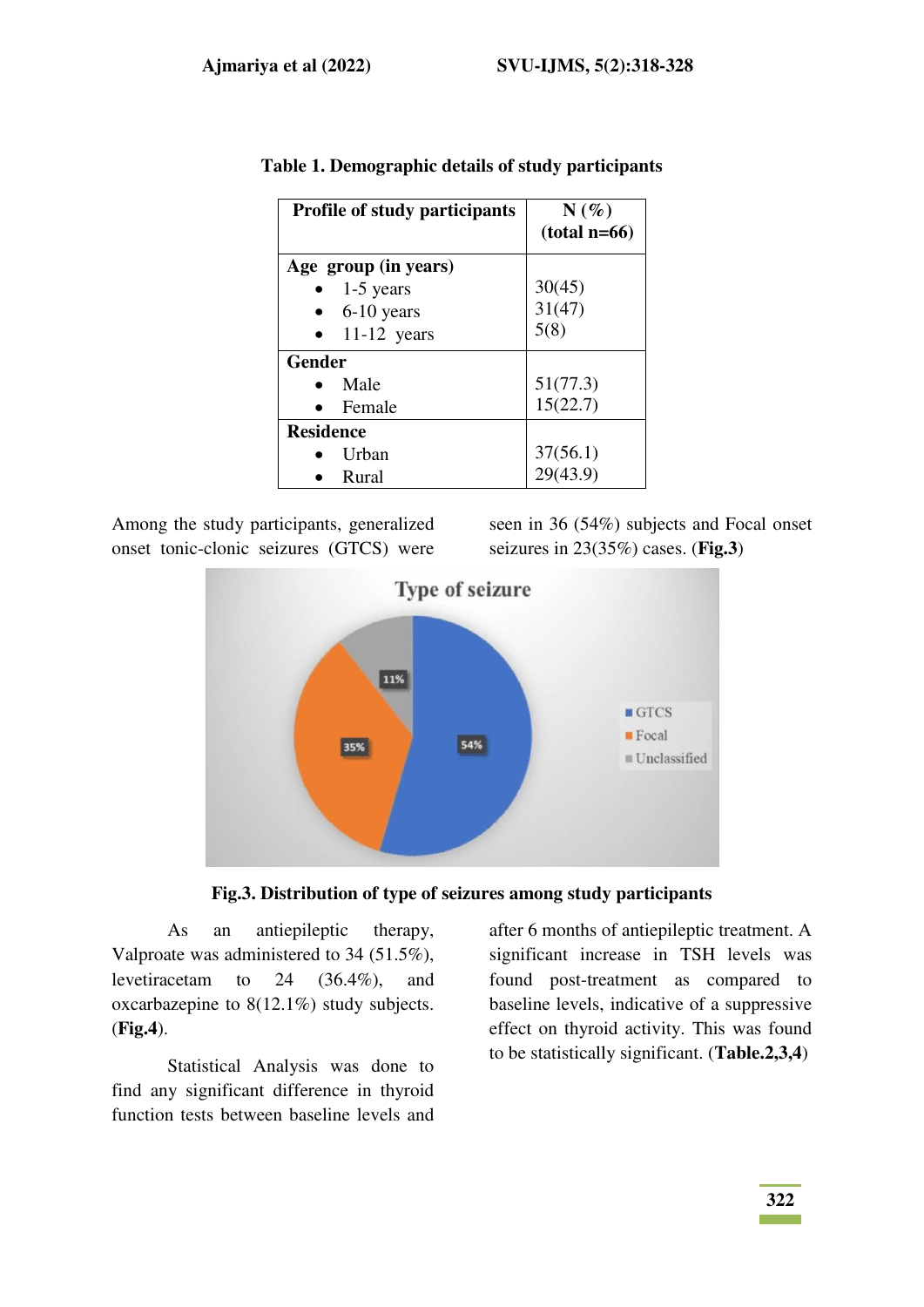**Table 1. Demographic details of study participants**

| Profile of study participants | N (%) (total n=66) |
|---|---|
| **Age group (in years)** | |
| • 1-5 years | 30(45) |
| • 6-10 years | 31(47) |
| • 11-12 years | 5(8) |
| **Gender** | |
| • Male | 51(77.3) |
| • Female | 15(22.7) |
| **Residence** | |
| • Urban | 37(56.1) |
| • Rural | 29(43.9) |

Among the study participants, generalized onset tonic-clonic seizures (GTCS) were seen in 36 (54%) subjects and Focal onset seizures in 23(35%) cases. (**Fig.3**)

**Fig.3. Distribution of type of seizures among study participants**

As an antiepileptic therapy, Valproate was administered to 34 (51.5%), levetiracetam to 24 (36.4%), and oxcarbazepine to 8(12.1%) study subjects. (**Fig.4**).

Statistical Analysis was done to find any significant difference in thyroid function tests between baseline levels and after 6 months of antiepileptic treatment. A significant increase in TSH levels was found post-treatment as compared to baseline levels, indicative of a suppressive effect on thyroid activity. This was found to be statistically significant. (**Table.2,3,4**)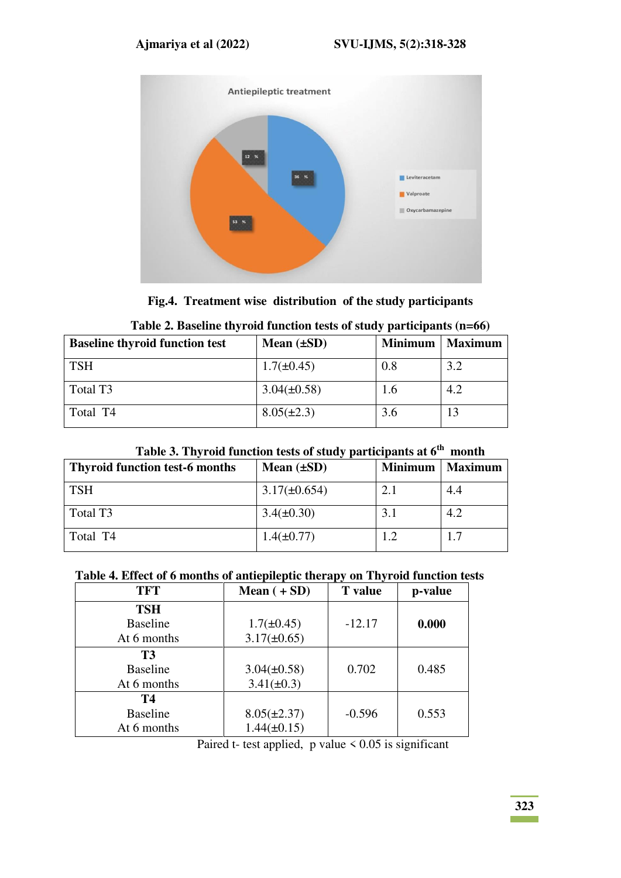Fig.4. Treatment wise distribution of the study participants

**Table 2. Baseline thyroid function tests of study participants (n=66)**

| Baseline thyroid function test | Mean (±SD) | Minimum | Maximum |
|---|---|---|---|
| TSH | 1.7(±0.45) | 0.8 | 3.2 |
| Total T3 | 3.04(±0.58) | 1.6 | 4.2 |
| Total T4 | 8.05(±2.3) | 3.6 | 13 |

**Table 3. Thyroid function tests of study participants at 6th month**

| Thyroid function test-6 months | Mean (±SD) | Minimum | Maximum |
|---|---|---|---|
| TSH | 3.17(±0.654) | 2.1 | 4.4 |
| Total T3 | 3.4(±0.30) | 3.1 | 4.2 |
| Total T4 | 1.4(±0.77) | 1.2 | 1.7 |

**Table 4. Effect of 6 months of antiepileptic therapy on Thyroid function tests**

| TFT | Mean ( + SD) | T value | p-value |
|---|---|---|---|
| **TSH** Baseline At 6 months | 1.7(±0.45) 3.17(±0.65) | -12.17 | **0.000** |
| **T3** Baseline At 6 months | 3.04(±0.58) 3.41(±0.3) | 0.702 | 0.485 |
| **T4** Baseline At 6 months | 8.05(±2.37) 1.44(±0.15) | -0.596 | 0.553 |

Paired t- test applied, p value < 0.05 is significant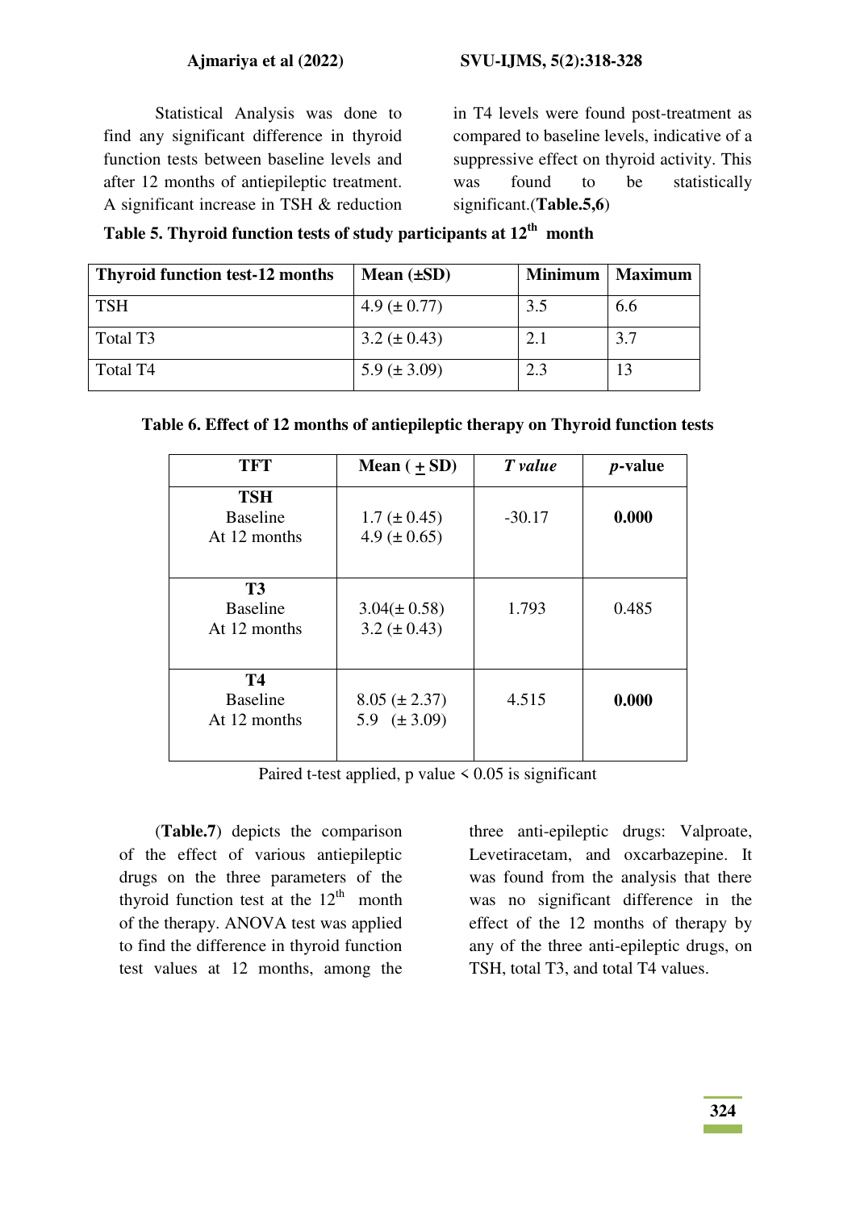Statistical Analysis was done to find any significant difference in thyroid function tests between baseline levels and after 12 months of antiepileptic treatment. A significant increase in TSH & reduction in T4 levels were found post-treatment as compared to baseline levels, indicative of a suppressive effect on thyroid activity. This was found to be statistically significant.(**Table.5,6**)

**Table 5. Thyroid function tests of study participants at 12<sup>th</sup> month**

| Thyroid function test-12 months | Mean (±SD) | Minimum | Maximum |
|---|---|---|---|
| TSH | 4.9 (± 0.77) | 3.5 | 6.6 |
| Total T3 | 3.2 (± 0.43) | 2.1 | 3.7 |
| Total T4 | 5.9 (± 3.09) | 2.3 | 13 |

**Table 6. Effect of 12 months of antiepileptic therapy on Thyroid function tests**

| TFT | Mean ( ± SD) | *T value* | *p*-value |
|---|---|---|---|
| **TSH**<br>Baseline<br>At 12 months | 1.7 (± 0.45)<br>4.9 (± 0.65) | -30.17 | **0.000** |
| **T3**<br>Baseline<br>At 12 months | 3.04(± 0.58)<br>3.2 (± 0.43) | 1.793 | 0.485 |
| **T4**<br>Baseline<br>At 12 months | 8.05 (± 2.37)<br>5.9 (± 3.09) | 4.515 | **0.000** |

Paired t-test applied, p value < 0.05 is significant

(**Table.7**) depicts the comparison of the effect of various antiepileptic drugs on the three parameters of the thyroid function test at the 12th month of the therapy. ANOVA test was applied to find the difference in thyroid function test values at 12 months, among the three anti-epileptic drugs: Valproate, Levetiracetam, and oxcarbazepine. It was found from the analysis that there was no significant difference in the effect of the 12 months of therapy by any of the three anti-epileptic drugs, on TSH, total T3, and total T4 values.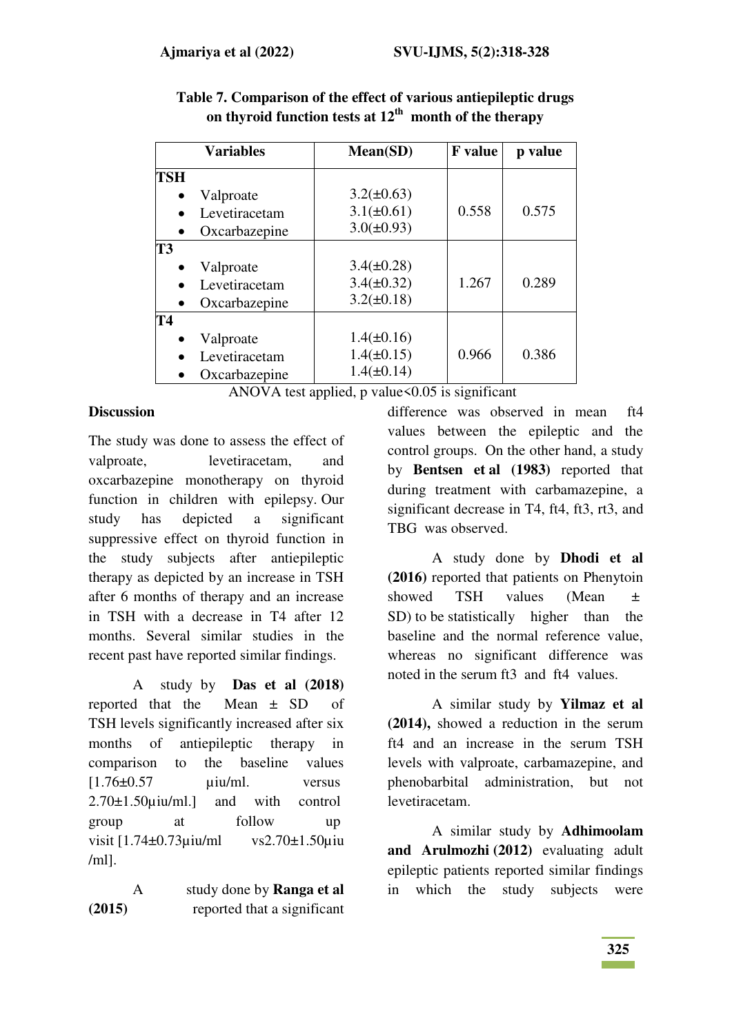**Table 7. Comparison of the effect of various antiepileptic drugs on thyroid function tests at 12th month of the therapy**

| Variables | Mean(SD) | F value | p value |
|---|---|---|---|
| **TSH** | | | |
| • Valproate | 3.2(±0.63) | | |
| • Levetiracetam | 3.1(±0.61) | 0.558 | 0.575 |
| • Oxcarbazepine | 3.0(±0.93) | | |
| **T3** | | | |
| • Valproate | 3.4(±0.28) | | |
| • Levetiracetam | 3.4(±0.32) | 1.267 | 0.289 |
| • Oxcarbazepine | 3.2(±0.18) | | |
| **T4** | | | |
| • Valproate | 1.4(±0.16) | | |
| • Levetiracetam | 1.4(±0.15) | 0.966 | 0.386 |
| • Oxcarbazepine | 1.4(±0.14) | | |

ANOVA test applied, p value<0.05 is significant

## Discussion

The study was done to assess the effect of valproate, levetiracetam, and oxcarbazepine monotherapy on thyroid function in children with epilepsy. Our study has depicted a significant suppressive effect on thyroid function in the study subjects after antiepileptic therapy as depicted by an increase in TSH after 6 months of therapy and an increase in TSH with a decrease in T4 after 12 months. Several similar studies in the recent past have reported similar findings.

A study by **Das et al (2018)** reported that the Mean ± SD of TSH levels significantly increased after six months of antiepileptic therapy in comparison to the baseline values [1.76±0.57 µiu/ml. versus 2.70±1.50µiu/ml.] and with control group at follow up visit [1.74±0.73µiu/ml vs2.70±1.50µiu /ml].

A study done by **Ranga et al (2015)** reported that a significant difference was observed in mean ft4 values between the epileptic and the control groups. On the other hand, a study by **Bentsen et al (1983)** reported that during treatment with carbamazepine, a significant decrease in T4, ft4, ft3, rt3, and TBG was observed.

A study done by **Dhodi et al (2016)** reported that patients on Phenytoin showed TSH values (Mean ± SD) to be statistically higher than the baseline and the normal reference value, whereas no significant difference was noted in the serum ft3 and ft4 values.

A similar study by **Yilmaz et al (2014),** showed a reduction in the serum ft4 and an increase in the serum TSH levels with valproate, carbamazepine, and phenobarbital administration, but not levetiracetam.

A similar study by **Adhimoolam and Arulmozhi (2012)** evaluating adult epileptic patients reported similar findings in which the study subjects were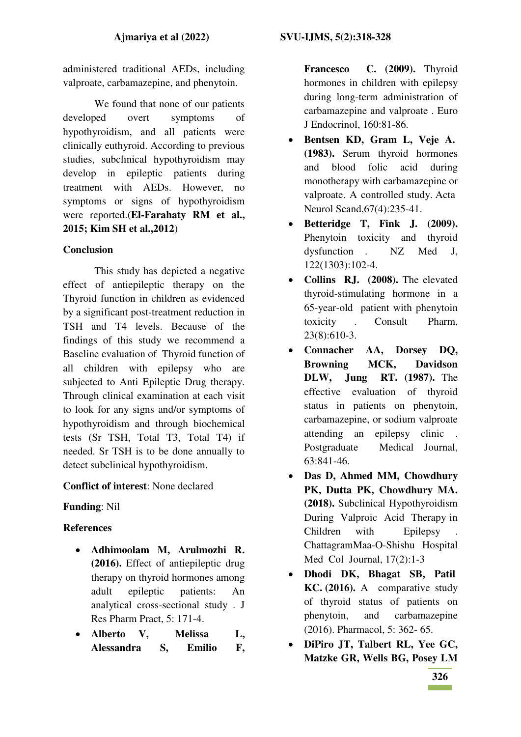administered traditional AEDs, including valproate, carbamazepine, and phenytoin.

We found that none of our patients developed overt symptoms of hypothyroidism, and all patients were clinically euthyroid. According to previous studies, subclinical hypothyroidism may develop in epileptic patients during treatment with AEDs. However, no symptoms or signs of hypothyroidism were reported.(**El-Farahaty RM et al., 2015; Kim SH et al.,2012**)

## Conclusion

This study has depicted a negative effect of antiepileptic therapy on the Thyroid function in children as evidenced by a significant post-treatment reduction in TSH and T4 levels. Because of the findings of this study we recommend a Baseline evaluation of Thyroid function of all children with epilepsy who are subjected to Anti Epileptic Drug therapy. Through clinical examination at each visit to look for any signs and/or symptoms of hypothyroidism and through biochemical tests (Sr TSH, Total T3, Total T4) if needed. Sr TSH is to be done annually to detect subclinical hypothyroidism.

**Conflict of interest**: None declared

**Funding**: Nil

## References

- **Adhimoolam M, Arulmozhi R. (2016).** Effect of antiepileptic drug therapy on thyroid hormones among adult epileptic patients: An analytical cross-sectional study . J Res Pharm Pract, 5: 171-4.
- **Alberto V, Melissa L, Alessandra S, Emilio F, Francesco C. (2009).** Thyroid hormones in children with epilepsy during long-term administration of carbamazepine and valproate . Euro J Endocrinol, 160:81-86.
- **Bentsen KD, Gram L, Veje A. (1983).** Serum thyroid hormones and blood folic acid during monotherapy with carbamazepine or valproate. A controlled study. Acta Neurol Scand,67(4):235-41.
- **Betteridge T, Fink J. (2009).** Phenytoin toxicity and thyroid dysfunction . NZ Med J, 122(1303):102-4.
- **Collins RJ. (2008).** The elevated thyroid-stimulating hormone in a 65-year-old patient with phenytoin toxicity . Consult Pharm, 23(8):610-3.
- **Connacher AA, Dorsey DQ, Browning MCK, Davidson DLW, Jung RT. (1987).** The effective evaluation of thyroid status in patients on phenytoin, carbamazepine, or sodium valproate attending an epilepsy clinic . Postgraduate Medical Journal, 63:841-46.
- **Das D, Ahmed MM, Chowdhury PK, Dutta PK, Chowdhury MA. (2018).** Subclinical Hypothyroidism During Valproic Acid Therapy in Children with Epilepsy . ChattagramMaa-O-Shishu Hospital Med Col Journal, 17(2):1-3
- **Dhodi DK, Bhagat SB, Patil KC. (2016).** A comparative study of thyroid status of patients on phenytoin, and carbamazepine (2016). Pharmacol, 5: 362- 65.
- **DiPiro JT, Talbert RL, Yee GC, Matzke GR, Wells BG, Posey LM**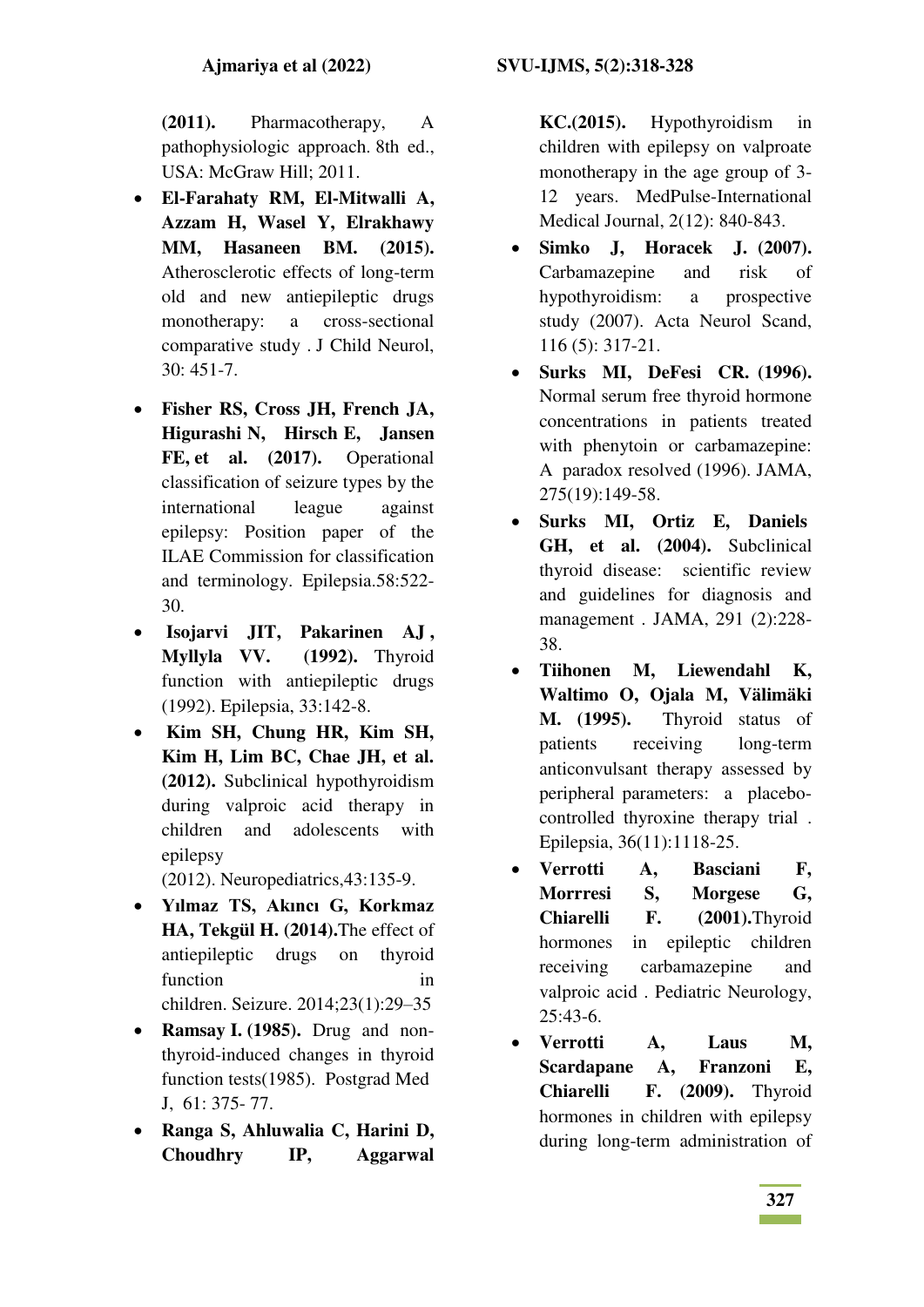**(2011).** Pharmacotherapy, A pathophysiologic approach. 8th ed., USA: McGraw Hill; 2011.

- **El-Farahaty RM, El-Mitwalli A, Azzam H, Wasel Y, Elrakhawy MM, Hasaneen BM. (2015).** Atherosclerotic effects of long-term old and new antiepileptic drugs monotherapy: a cross-sectional comparative study . J Child Neurol, 30: 451-7.
- **Fisher RS, Cross JH, French JA, Higurashi N, Hirsch E, Jansen FE, et al. (2017).** Operational classification of seizure types by the international league against epilepsy: Position paper of the ILAE Commission for classification and terminology. Epilepsia.58:522-30.
- **Isojarvi JIT, Pakarinen AJ , Myllyla VV. (1992).** Thyroid function with antiepileptic drugs (1992). Epilepsia, 33:142-8.
- **Kim SH, Chung HR, Kim SH, Kim H, Lim BC, Chae JH, et al. (2012).** Subclinical hypothyroidism during valproic acid therapy in children and adolescents with epilepsy (2012). Neuropediatrics,43:135-9.
- **Yılmaz TS, Akıncı G, Korkmaz HA, Tekgül H. (2014).**The effect of antiepileptic drugs on thyroid function in children. Seizure. 2014;23(1):29–35
- **Ramsay I. (1985).** Drug and non-thyroid-induced changes in thyroid function tests(1985). Postgrad Med J, 61: 375- 77.
- **Ranga S, Ahluwalia C, Harini D, Choudhry IP, Aggarwal KC.(2015).** Hypothyroidism in children with epilepsy on valproate monotherapy in the age group of 3-12 years. MedPulse-International Medical Journal, 2(12): 840-843.
- **Simko J, Horacek J. (2007).** Carbamazepine and risk of hypothyroidism: a prospective study (2007). Acta Neurol Scand, 116 (5): 317-21.
- **Surks MI, DeFesi CR. (1996).** Normal serum free thyroid hormone concentrations in patients treated with phenytoin or carbamazepine: A paradox resolved (1996). JAMA, 275(19):149-58.
- **Surks MI, Ortiz E, Daniels GH, et al. (2004).** Subclinical thyroid disease: scientific review and guidelines for diagnosis and management . JAMA, 291 (2):228-38.
- **Tiihonen M, Liewendahl K, Waltimo O, Ojala M, Välimäki M. (1995).** Thyroid status of patients receiving long-term anticonvulsant therapy assessed by peripheral parameters: a placebo-controlled thyroxine therapy trial . Epilepsia, 36(11):1118-25.
- **Verrotti A, Basciani F, Morrresi S, Morgese G, Chiarelli F. (2001).**Thyroid hormones in epileptic children receiving carbamazepine and valproic acid . Pediatric Neurology, 25:43-6.
- **Verrotti A, Laus M, Scardapane A, Franzoni E, Chiarelli F. (2009).** Thyroid hormones in children with epilepsy during long-term administration of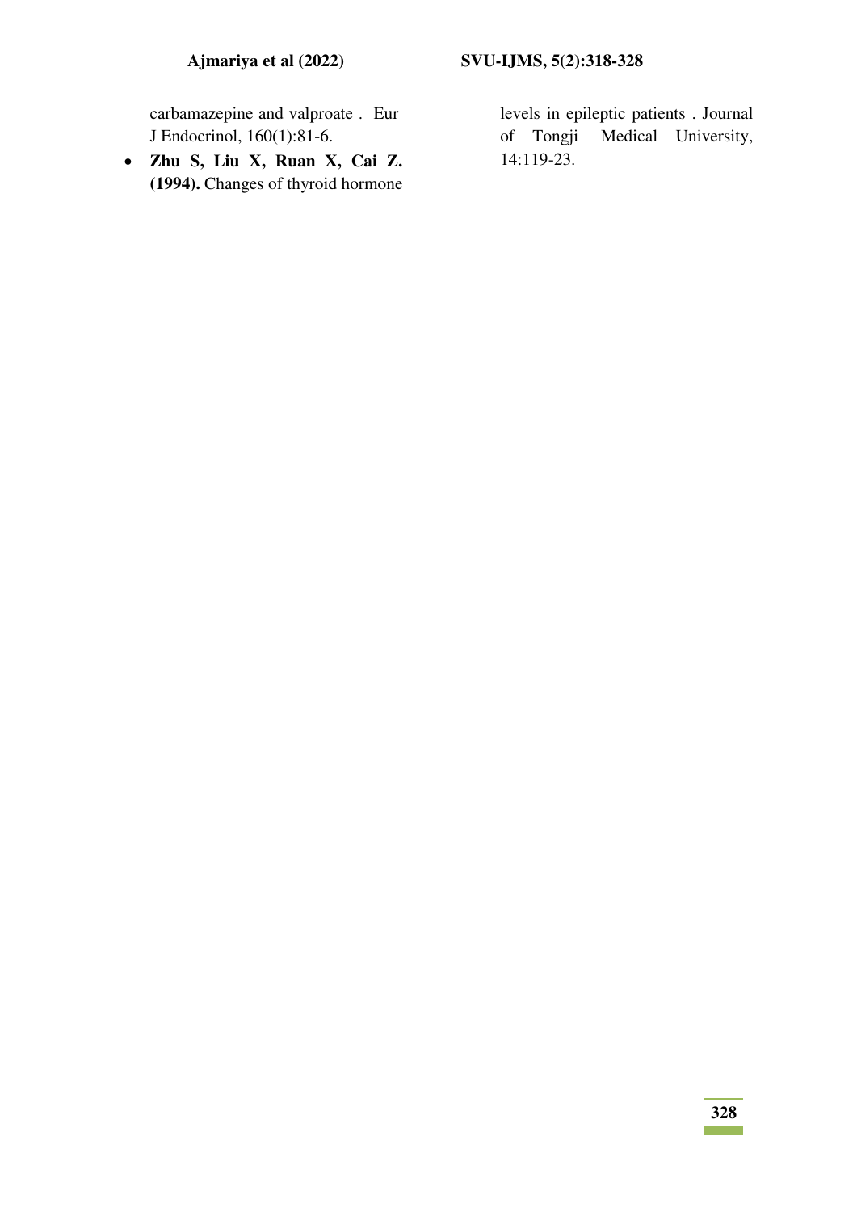carbamazepine and valproate . Eur J Endocrinol, 160(1):81-6.

- **Zhu S, Liu X, Ruan X, Cai Z. (1994).** Changes of thyroid hormone levels in epileptic patients . Journal of Tongji Medical University, 14:119-23.